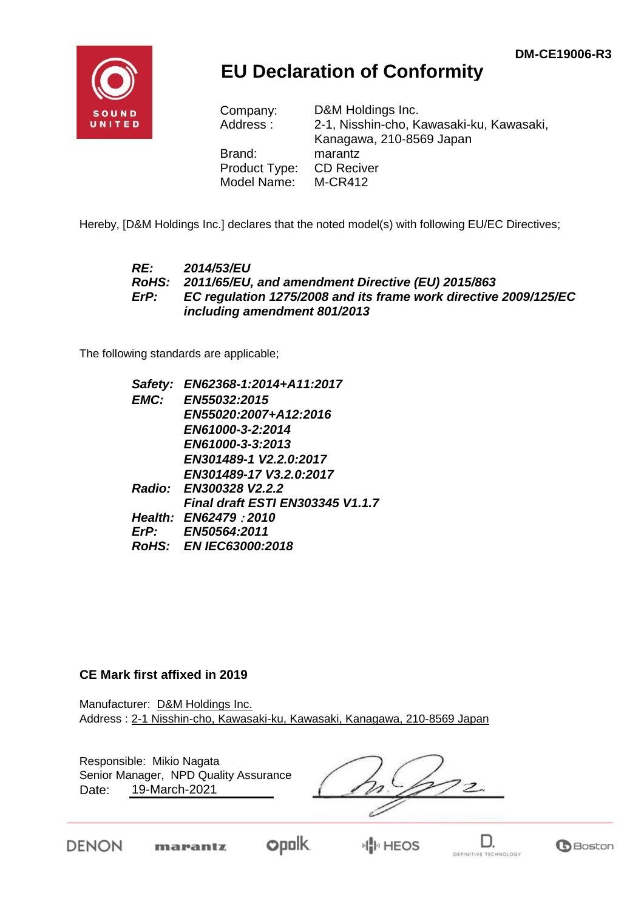DM-CE19006-R3

# EU Declaration of Conformity

| | |
|---|---|
| Company: | D&M Holdings Inc. |
| Address : | 2-1, Nisshin-cho, Kawasaki-ku, Kawasaki, Kanagawa, 210-8569 Japan |
| Brand: | marantz |
| Product Type: | CD Reciver |
| Model Name: | M-CR412 |

Hereby, [D&M Holdings Inc.] declares that the noted model(s) with following EU/EC Directives;

***RE:*** ***2014/53/EU***
***RoHS:*** ***2011/65/EU, and amendment Directive (EU) 2015/863***
***ErP:*** ***EC regulation 1275/2008 and its frame work directive 2009/125/EC including amendment 801/2013***

The following standards are applicable;

***Safety:*** ***EN62368-1:2014+A11:2017***
***EMC:*** ***EN55032:2015***
***EN55020:2007+A12:2016***
***EN61000-3-2:2014***
***EN61000-3-3:2013***
***EN301489-1 V2.2.0:2017***
***EN301489-17 V3.2.0:2017***
***Radio:*** ***EN300328 V2.2.2***
***Final draft ESTI EN303345 V1.1.7***
***Health:*** ***EN62479：2010***
***ErP:*** ***EN50564:2011***
***RoHS:*** ***EN IEC63000:2018***

**CE Mark first affixed in 2019**

Manufacturer: D&M Holdings Inc.
Address : 2-1 Nisshin-cho, Kawasaki-ku, Kawasaki, Kanagawa, 210-8569 Japan

Responsible: Mikio Nagata
Senior Manager, NPD Quality Assurance
Date: 19-March-2021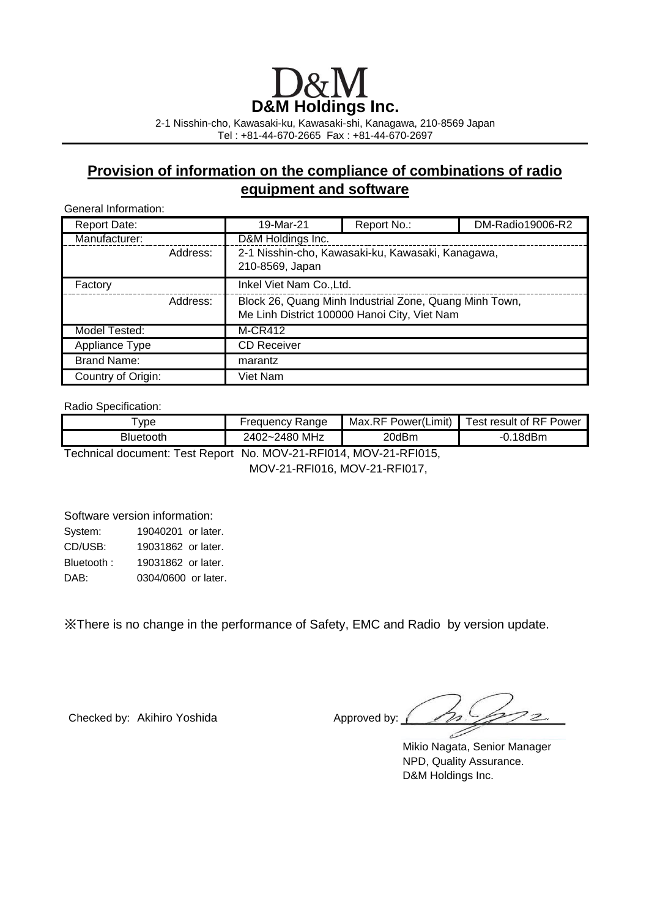D&M

**D&M Holdings Inc.**

2-1 Nisshin-cho, Kawasaki-ku, Kawasaki-shi, Kanagawa, 210-8569 Japan
Tel : +81-44-670-2665 Fax : +81-44-670-2697

## Provision of information on the compliance of combinations of radio equipment and software

General Information:

| | | | |
|---|---|---|---|
| Report Date: | 19-Mar-21 | Report No.: | DM-Radio19006-R2 |
| Manufacturer: | D&M Holdings Inc. | | |
| Address: | 2-1 Nisshin-cho, Kawasaki-ku, Kawasaki-shi, Kanagawa, 210-8569, Japan | | |
| Factory | Inkel Viet Nam Co.,Ltd. | | |
| Address: | Block 26, Quang Minh Industrial Zone, Quang Minh Town, Me Linh District 100000 Hanoi City, Viet Nam | | |
| Model Tested: | M-CR412 | | |
| Appliance Type | CD Receiver | | |
| Brand Name: | marantz | | |
| Country of Origin: | Viet Nam | | |

Radio Specification:

| Type | Frequency Range | Max.RF Power(Limit) | Test result of RF Power |
|---|---|---|---|
| Bluetooth | 2402~2480 MHz | 20dBm | -0.18dBm |

Technical document: Test Report No. MOV-21-RFI014, MOV-21-RFI015, MOV-21-RFI016, MOV-21-RFI017,

Software version information:

System: 19040201 or later.
CD/USB: 19031862 or later.
Bluetooth : 19031862 or later.
DAB: 0304/0600 or later.

※There is no change in the performance of Safety, EMC and Radio by version update.

Checked by: Akihiro Yoshida

Approved by:

Mikio Nagata, Senior Manager
NPD, Quality Assurance.
D&M Holdings Inc.